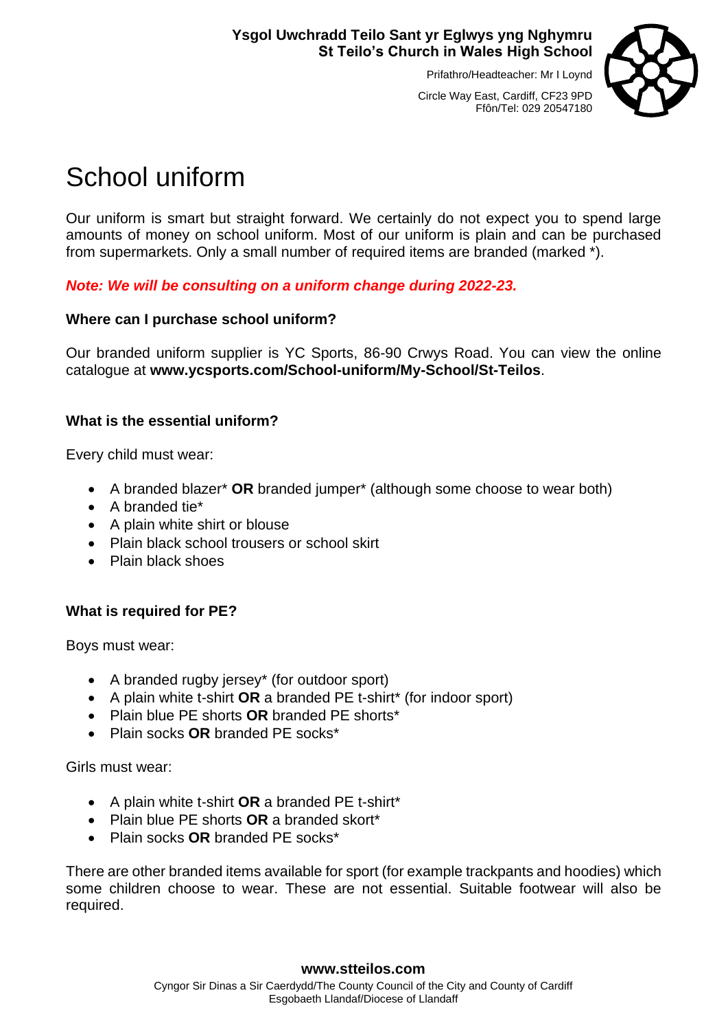**Ysgol Uwchradd Teilo Sant yr Eglwys yng Nghymru**
**St Teilo's Church in Wales High School**

Prifathro/Headteacher: Mr I Loynd

Circle Way East, Cardiff, CF23 9PD
Ffôn/Tel: 029 20547180

# School uniform

Our uniform is smart but straight forward. We certainly do not expect you to spend large amounts of money on school uniform. Most of our uniform is plain and can be purchased from supermarkets. Only a small number of required items are branded (marked *).

***Note: We will be consulting on a uniform change during 2022-23.***

### Where can I purchase school uniform?

Our branded uniform supplier is YC Sports, 86-90 Crwys Road. You can view the online catalogue at **www.ycsports.com/School-uniform/My-School/St-Teilos**.

### What is the essential uniform?

Every child must wear:

- A branded blazer* **OR** branded jumper* (although some choose to wear both)
- A branded tie*
- A plain white shirt or blouse
- Plain black school trousers or school skirt
- Plain black shoes

### What is required for PE?

Boys must wear:

- A branded rugby jersey* (for outdoor sport)
- A plain white t-shirt **OR** a branded PE t-shirt* (for indoor sport)
- Plain blue PE shorts **OR** branded PE shorts*
- Plain socks **OR** branded PE socks*

Girls must wear:

- A plain white t-shirt **OR** a branded PE t-shirt*
- Plain blue PE shorts **OR** a branded skort*
- Plain socks **OR** branded PE socks*

There are other branded items available for sport (for example trackpants and hoodies) which some children choose to wear. These are not essential. Suitable footwear will also be required.

**www.stteilos.com**

Cyngor Sir Dinas a Sir Caerdydd/The County Council of the City and County of Cardiff
Esgobaeth Llandaf/Diocese of Llandaff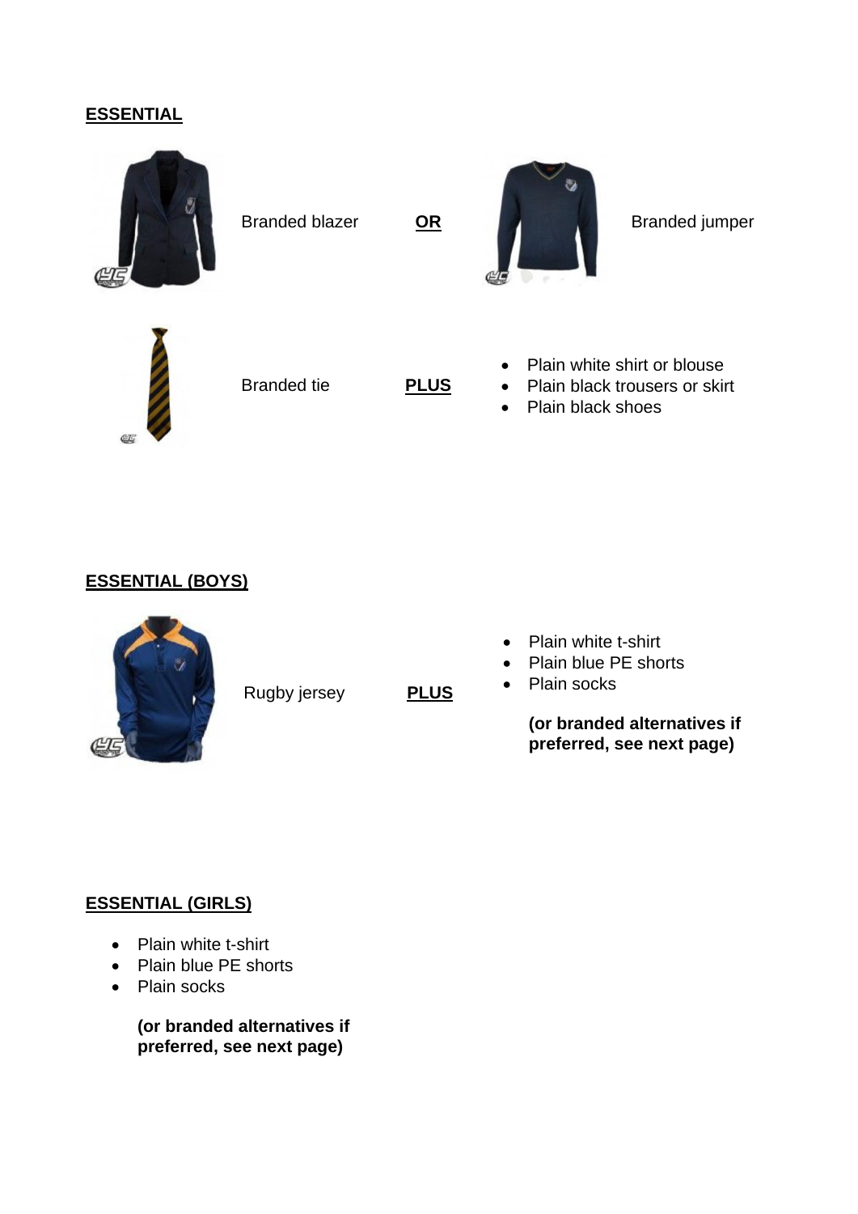**ESSENTIAL**

Branded blazer **OR** Branded jumper

Branded tie **PLUS**

- Plain white shirt or blouse
- Plain black trousers or skirt
- Plain black shoes

**ESSENTIAL (BOYS)**

Rugby jersey **PLUS**

- Plain white t-shirt
- Plain blue PE shorts
- Plain socks

**(or branded alternatives if preferred, see next page)**

**ESSENTIAL (GIRLS)**

- Plain white t-shirt
- Plain blue PE shorts
- Plain socks

**(or branded alternatives if preferred, see next page)**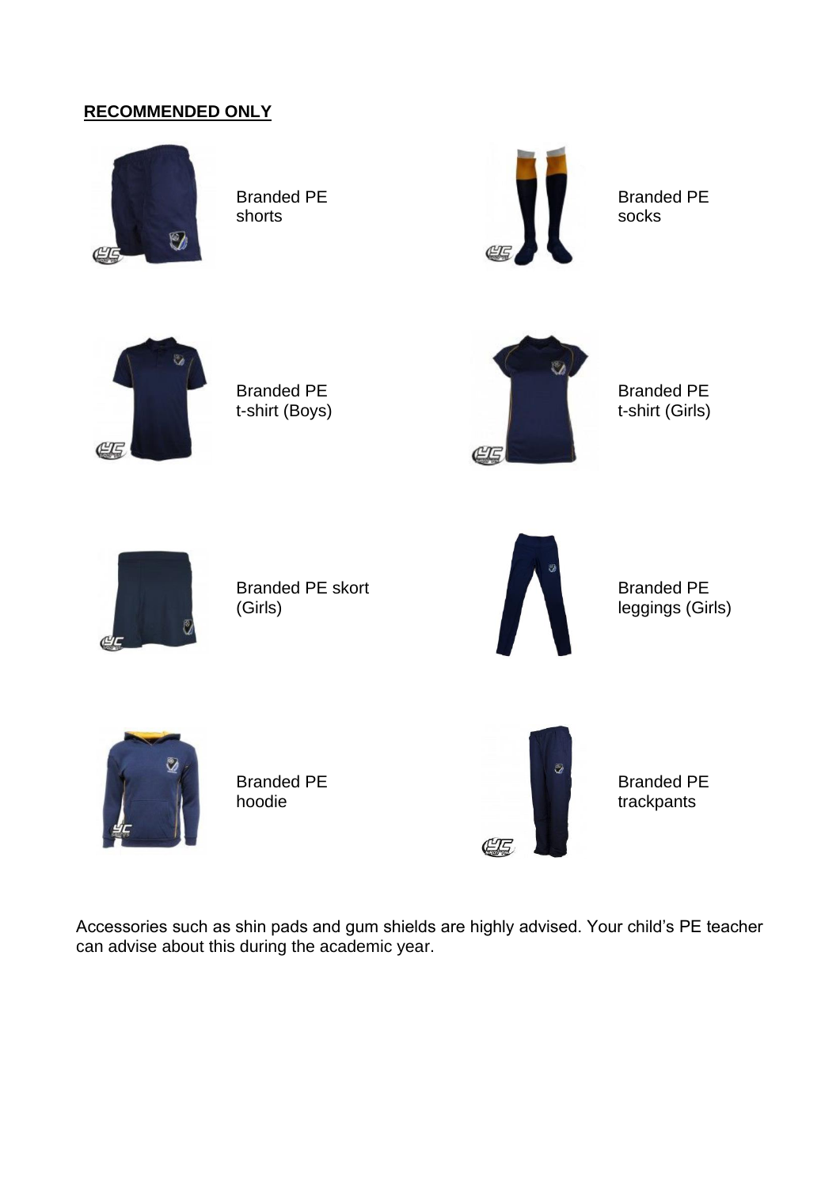**RECOMMENDED ONLY**

Branded PE shorts

Branded PE socks

Branded PE t-shirt (Boys)

Branded PE t-shirt (Girls)

Branded PE skort (Girls)

Branded PE leggings (Girls)

Branded PE hoodie

Branded PE trackpants

Accessories such as shin pads and gum shields are highly advised. Your child's PE teacher can advise about this during the academic year.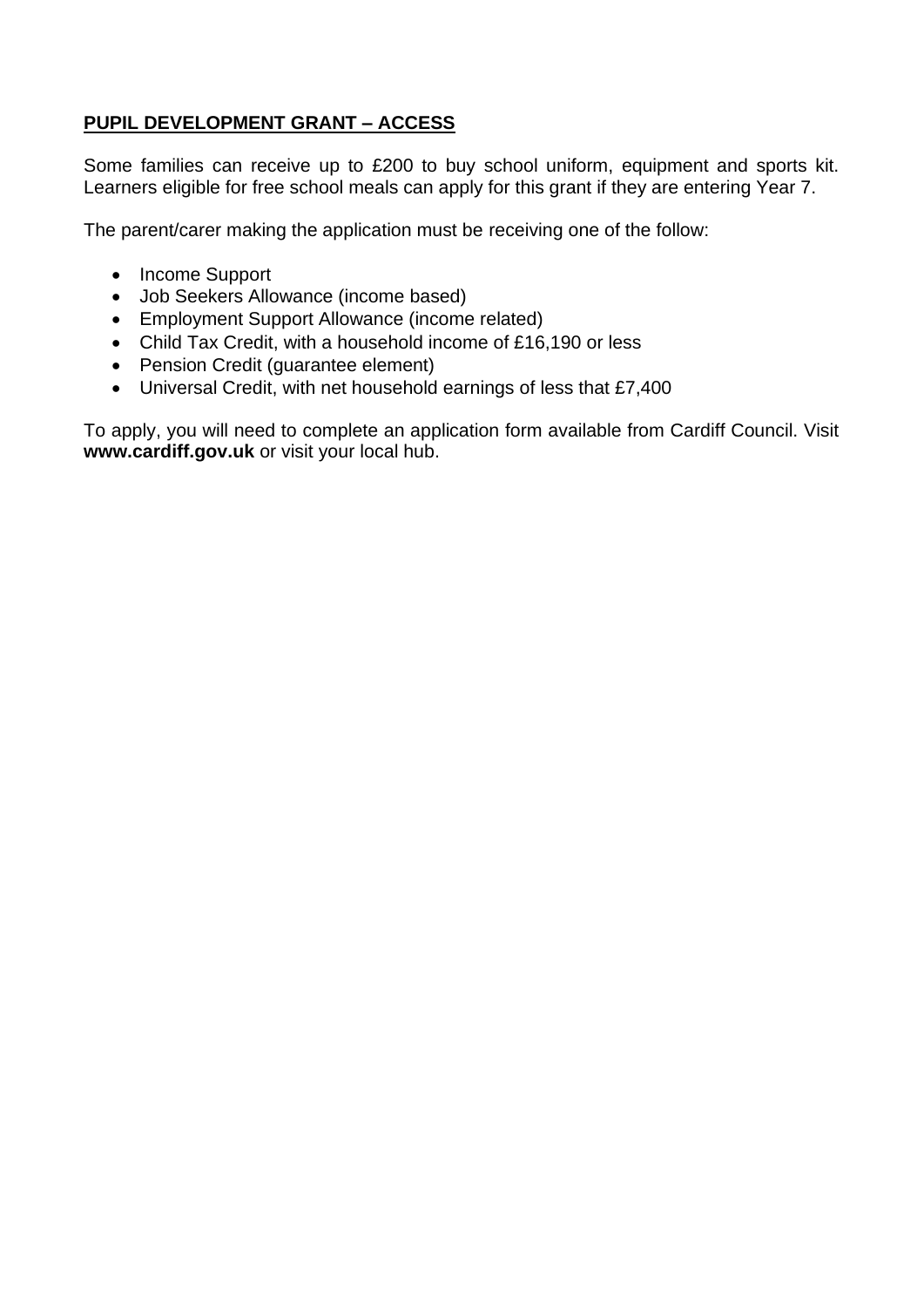## **PUPIL DEVELOPMENT GRANT – ACCESS**

Some families can receive up to £200 to buy school uniform, equipment and sports kit. Learners eligible for free school meals can apply for this grant if they are entering Year 7.

The parent/carer making the application must be receiving one of the follow:

- Income Support
- Job Seekers Allowance (income based)
- Employment Support Allowance (income related)
- Child Tax Credit, with a household income of £16,190 or less
- Pension Credit (guarantee element)
- Universal Credit, with net household earnings of less that £7,400

To apply, you will need to complete an application form available from Cardiff Council. Visit **www.cardiff.gov.uk** or visit your local hub.